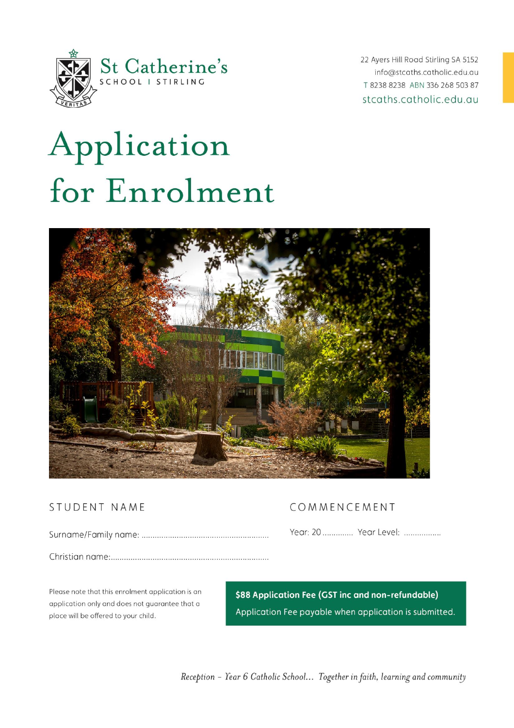St Catherine's
SCHOOL | STIRLING

22 Ayers Hill Road Stirling SA 5152
info@stcaths.catholic.edu.au
T 8238 8238 ABN 336 268 503 87
stcaths.catholic.edu.au

# Application for Enrolment

## STUDENT NAME

Surname/Family name: ..........................................................

Christian name:..........................................................................

## COMMENCEMENT

Year: 20 ............. Year Level: .................

Please note that this enrolment application is an application only and does not guarantee that a place will be offered to your child.

**$88 Application Fee (GST inc and non-refundable)**

Application Fee payable when application is submitted.

*Reception – Year 6 Catholic School… Together in faith, learning and community*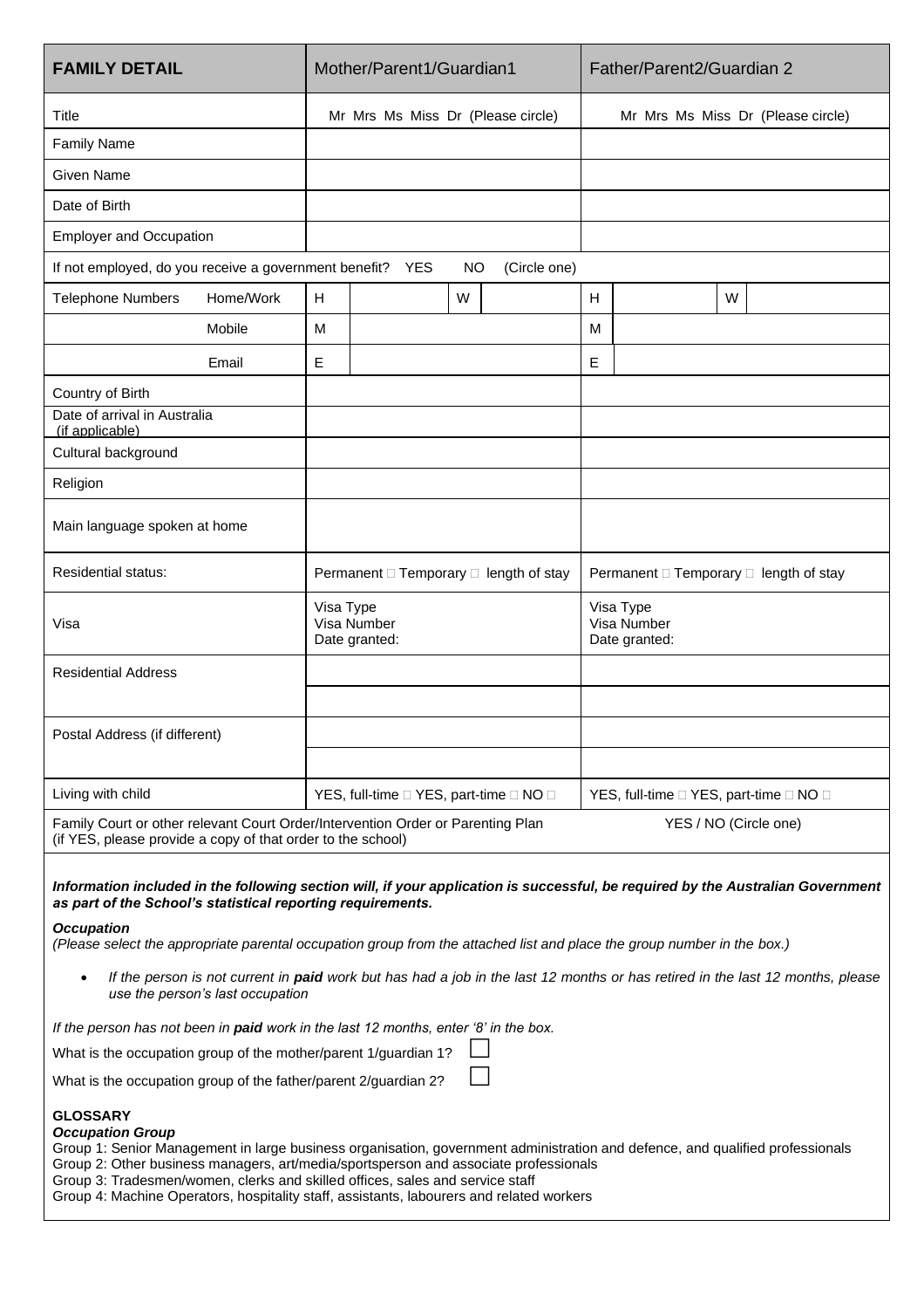| FAMILY DETAIL | Mother/Parent1/Guardian1 | Father/Parent2/Guardian 2 |
|---|---|---|
| Title | Mr Mrs Ms Miss Dr (Please circle) | Mr Mrs Ms Miss Dr (Please circle) |
| Family Name | | |
| Given Name | | |
| Date of Birth | | |
| Employer and Occupation | | |
| If not employed, do you receive a government benefit? YES NO (Circle one) | | |
| Telephone Numbers Home/Work | H W | H W |
| Mobile | M | M |
| Email | E | E |
| Country of Birth | | |
| Date of arrival in Australia (if applicable) | | |
| Cultural background | | |
| Religion | | |
| Main language spoken at home | | |
| Residential status: | Permanent ☐ Temporary ☐ length of stay | Permanent ☐ Temporary ☐ length of stay |
| Visa | Visa Type<br>Visa Number<br>Date granted: | Visa Type<br>Visa Number<br>Date granted: |
| Residential Address | | |
| | | |
| Postal Address (if different) | | |
| | | |
| Living with child | YES, full-time ☐ YES, part-time ☐ NO ☐ | YES, full-time ☐ YES, part-time ☐ NO ☐ |
| Family Court or other relevant Court Order/Intervention Order or Parenting Plan (if YES, please provide a copy of that order to the school) | | YES / NO (Circle one) |

***Information included in the following section will, if your application is successful, be required by the Australian Government as part of the School's statistical reporting requirements.***

***Occupation***

*(Please select the appropriate parental occupation group from the attached list and place the group number in the box.)*

- *If the person is not current in **paid** work but has had a job in the last 12 months or has retired in the last 12 months, please use the person's last occupation*

*If the person has not been in **paid** work in the last 12 months, enter '8' in the box.*

What is the occupation group of the mother/parent 1/guardian 1? ☐

What is the occupation group of the father/parent 2/guardian 2? ☐

**GLOSSARY**

***Occupation Group***

Group 1: Senior Management in large business organisation, government administration and defence, and qualified professionals
Group 2: Other business managers, art/media/sportsperson and associate professionals
Group 3: Tradesmen/women, clerks and skilled offices, sales and service staff
Group 4: Machine Operators, hospitality staff, assistants, labourers and related workers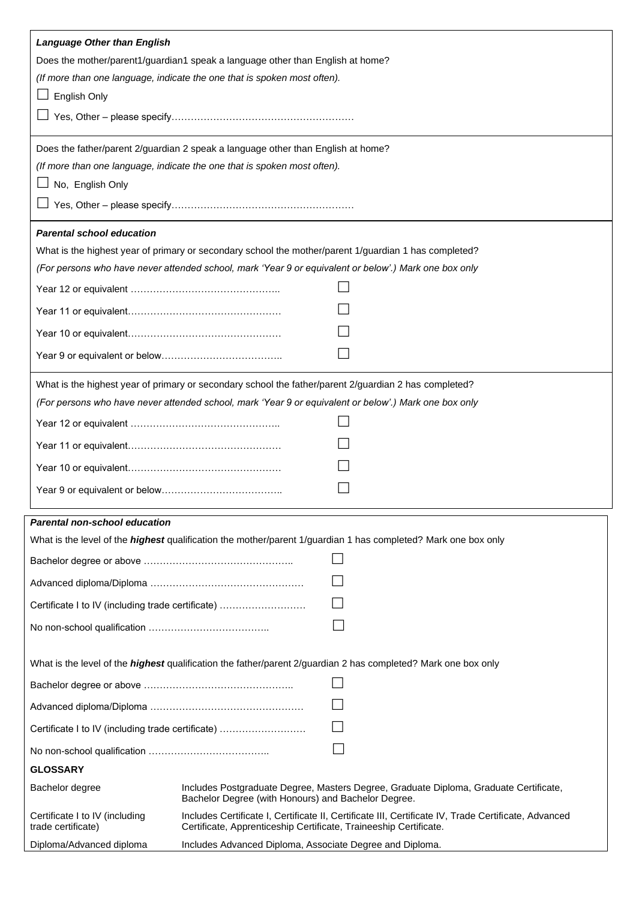***Language Other than English***

Does the mother/parent1/guardian1 speak a language other than English at home?

*(If more than one language, indicate the one that is spoken most often).*

☐ English Only

☐ Yes, Other – please specify………………………………………………

Does the father/parent 2/guardian 2 speak a language other than English at home?

*(If more than one language, indicate the one that is spoken most often).*

☐ No, English Only

☐ Yes, Other – please specify………………………………………………

***Parental school education***

What is the highest year of primary or secondary school the mother/parent 1/guardian 1 has completed?

*(For persons who have never attended school, mark 'Year 9 or equivalent or below'.) Mark one box only*

Year 12 or equivalent …………………………………….. ☐

Year 11 or equivalent……………………………………… ☐

Year 10 or equivalent……………………………………… ☐

Year 9 or equivalent or below……………………………….. ☐

What is the highest year of primary or secondary school the father/parent 2/guardian 2 has completed?

*(For persons who have never attended school, mark 'Year 9 or equivalent or below'.) Mark one box only*

Year 12 or equivalent …………………………………….. ☐

Year 11 or equivalent……………………………………… ☐

Year 10 or equivalent……………………………………… ☐

Year 9 or equivalent or below……………………………….. ☐

***Parental non-school education***

What is the level of the ***highest*** qualification the mother/parent 1/guardian 1 has completed? Mark one box only

Bachelor degree or above …………………………………….. ☐

Advanced diploma/Diploma ……………………………………… ☐

Certificate I to IV (including trade certificate) ……………………… ☐

No non-school qualification ……………………………….. ☐

What is the level of the ***highest*** qualification the father/parent 2/guardian 2 has completed? Mark one box only

Bachelor degree or above …………………………………….. ☐

Advanced diploma/Diploma ……………………………………… ☐

Certificate I to IV (including trade certificate) ……………………… ☐

No non-school qualification ……………………………….. ☐

**GLOSSARY**

| | |
|---|---|
| Bachelor degree | Includes Postgraduate Degree, Masters Degree, Graduate Diploma, Graduate Certificate, Bachelor Degree (with Honours) and Bachelor Degree. |
| Certificate I to IV (including trade certificate) | Includes Certificate I, Certificate II, Certificate III, Certificate IV, Trade Certificate, Advanced Certificate, Apprenticeship Certificate, Traineeship Certificate. |
| Diploma/Advanced diploma | Includes Advanced Diploma, Associate Degree and Diploma. |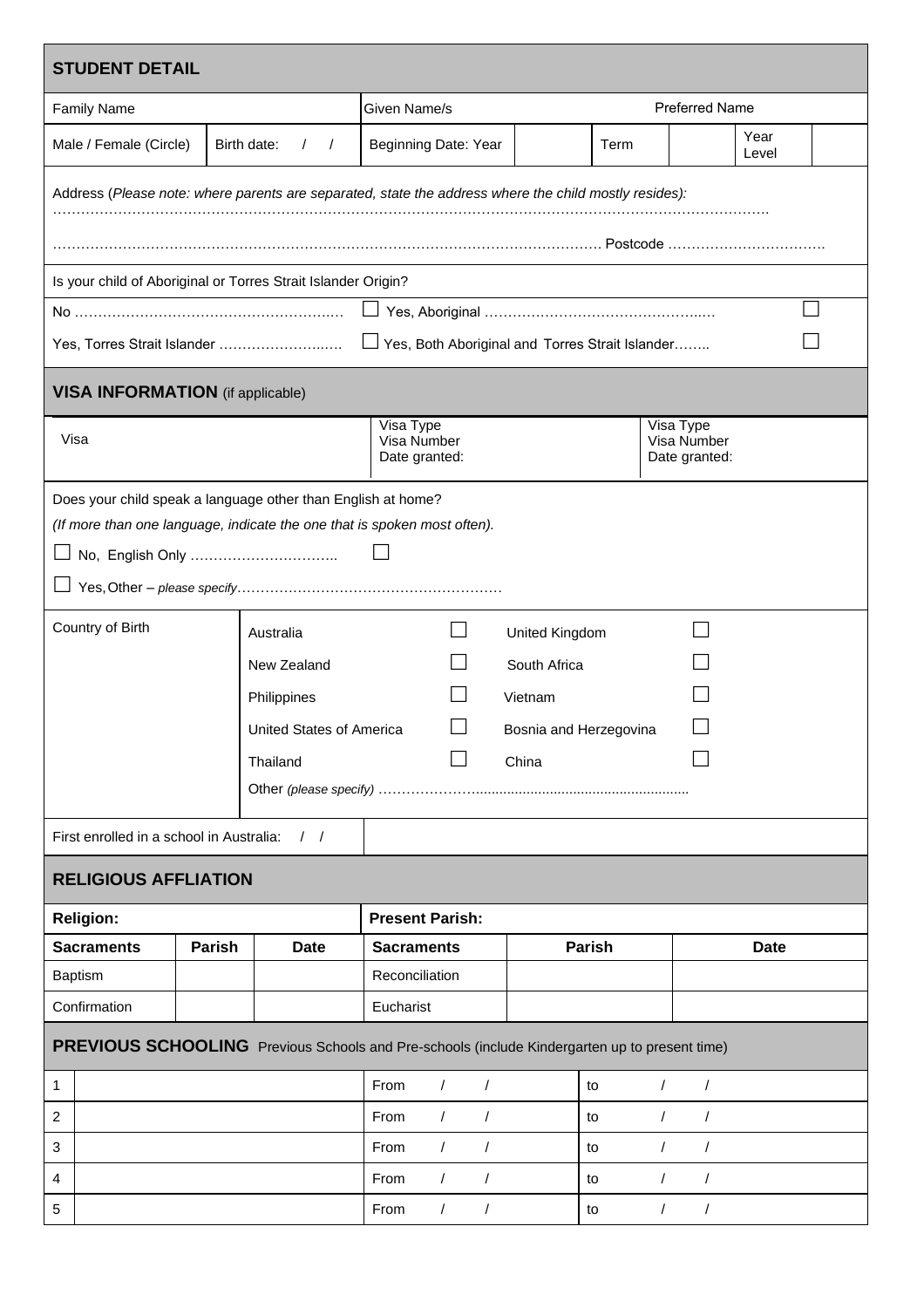## STUDENT DETAIL

| Family Name | | Given Name/s | | Preferred Name | | | |
|---|---|---|---|---|---|---|---|
| Male / Female (Circle) | Birth date: / / | Beginning Date: Year | | Term | | Year Level | |

Address (*Please note: where parents are separated, state the address where the child mostly resides):*

…………………………………………………………………………………………………………………………………………

………………………………………………………………………………………………………… Postcode …………………………….

Is your child of Aboriginal or Torres Strait Islander Origin?

No …………………………………………………. ☐ Yes, Aboriginal ………………………………………….… ☐

Yes, Torres Strait Islander ……………………..… ☐ Yes, Both Aboriginal and Torres Strait Islander…….. ☐

## VISA INFORMATION (if applicable)

| Visa | Visa Type<br>Visa Number<br>Date granted: | Visa Type<br>Visa Number<br>Date granted: |
|---|---|---|

Does your child speak a language other than English at home?

*(If more than one language, indicate the one that is spoken most often).*

☐ No, English Only ………………………….. ☐

☐ Yes, Other – *please specify*…………………………………………………

| Country of Birth | | | | |
|---|---|---|---|---|
| | Australia ☐ | United Kingdom ☐ | | |
| | New Zealand ☐ | South Africa ☐ | | |
| | Philippines ☐ | Vietnam ☐ | | |
| | United States of America ☐ | Bosnia and Herzegovina ☐ | | |
| | Thailand ☐ | China ☐ | | |
| | Other *(please specify)* ………………….................................................... | | | |

First enrolled in a school in Australia: / /

## RELIGIOUS AFFLIATION

| **Religion:** | | | **Present Parish:** | | |
|---|---|---|---|---|---|
| **Sacraments** | **Parish** | **Date** | **Sacraments** | **Parish** | **Date** |
| Baptism | | | Reconciliation | | |
| Confirmation | | | Eucharist | | |

## PREVIOUS SCHOOLING Previous Schools and Pre-schools (include Kindergarten up to present time)

| | | | |
|---|---|---|---|
| 1 | | From / / | to / / |
| 2 | | From / / | to / / |
| 3 | | From / / | to / / |
| 4 | | From / / | to / / |
| 5 | | From / / | to / / |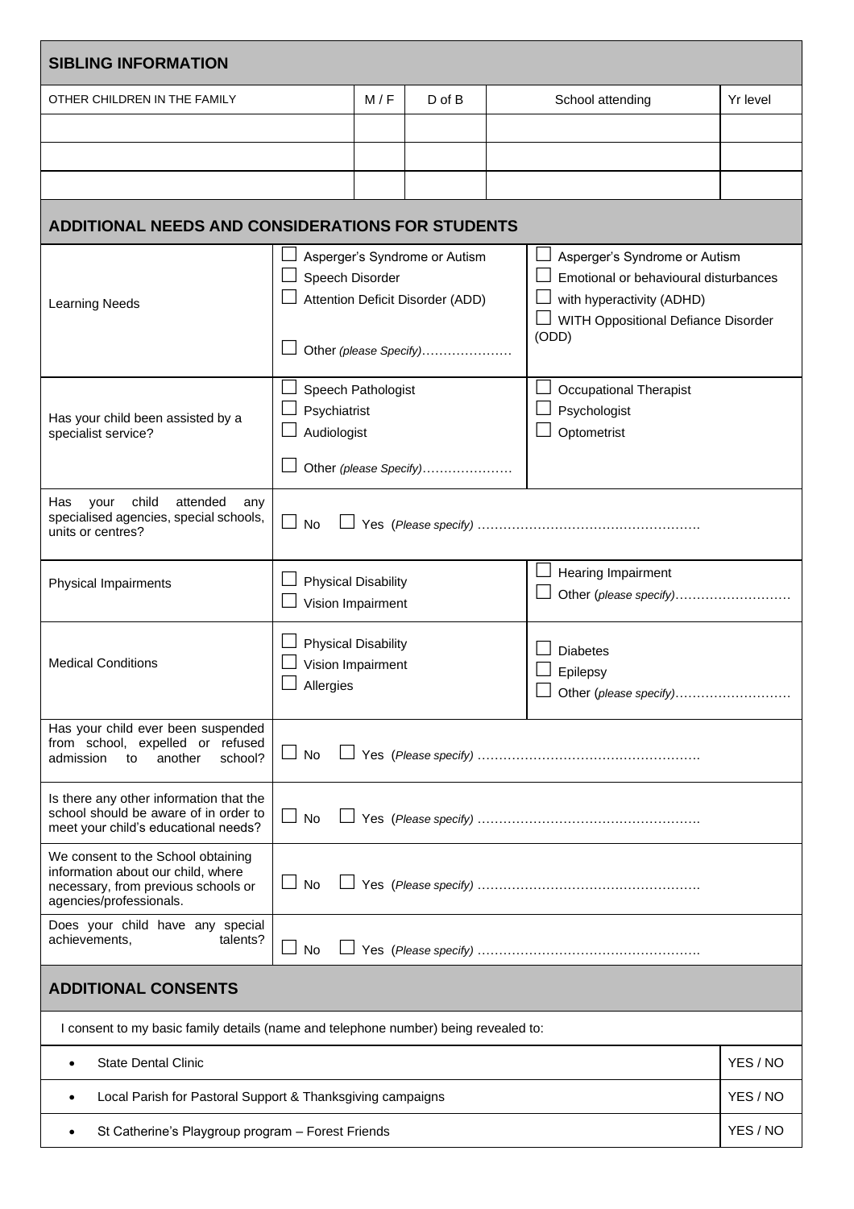## SIBLING INFORMATION

| OTHER CHILDREN IN THE FAMILY | M / F | D of B | School attending | Yr level |
|---|---|---|---|---|
| | | | | |
| | | | | |
| | | | | |

## ADDITIONAL NEEDS AND CONSIDERATIONS FOR STUDENTS

| | | |
|---|---|---|
| Learning Needs | ☐ Asperger's Syndrome or Autism<br>☐ Speech Disorder<br>☐ Attention Deficit Disorder (ADD)<br><br>☐ Other *(please Specify)*………………… | ☐ Asperger's Syndrome or Autism<br>☐ Emotional or behavioural disturbances<br>☐ with hyperactivity (ADHD)<br>☐ WITH Oppositional Defiance Disorder (ODD) |
| Has your child been assisted by a specialist service? | ☐ Speech Pathologist<br>☐ Psychiatrist<br>☐ Audiologist<br><br>☐ Other *(please Specify)*………………… | ☐ Occupational Therapist<br>☐ Psychologist<br>☐ Optometrist |
| Has your child attended any specialised agencies, special schools, units or centres? | ☐ No ☐ Yes (*Please specify*) …………………………………………… | |
| Physical Impairments | ☐ Physical Disability<br>☐ Vision Impairment | ☐ Hearing Impairment<br>☐ Other (*please specify*)……………………… |
| Medical Conditions | ☐ Physical Disability<br>☐ Vision Impairment<br>☐ Allergies | ☐ Diabetes<br>☐ Epilepsy<br>☐ Other (*please specify*)……………………… |
| Has your child ever been suspended from school, expelled or refused admission to another school? | ☐ No ☐ Yes (*Please specify*) …………………………………………… | |
| Is there any other information that the school should be aware of in order to meet your child's educational needs? | ☐ No ☐ Yes (*Please specify*) …………………………………………… | |
| We consent to the School obtaining information about our child, where necessary, from previous schools or agencies/professionals. | ☐ No ☐ Yes (*Please specify*) …………………………………………… | |
| Does your child have any special achievements, talents? | ☐ No ☐ Yes (*Please specify*) …………………………………………… | |

## ADDITIONAL CONSENTS

I consent to my basic family details (name and telephone number) being revealed to:

| | |
|---|---|
| • State Dental Clinic | YES / NO |
| • Local Parish for Pastoral Support & Thanksgiving campaigns | YES / NO |
| • St Catherine's Playgroup program – Forest Friends | YES / NO |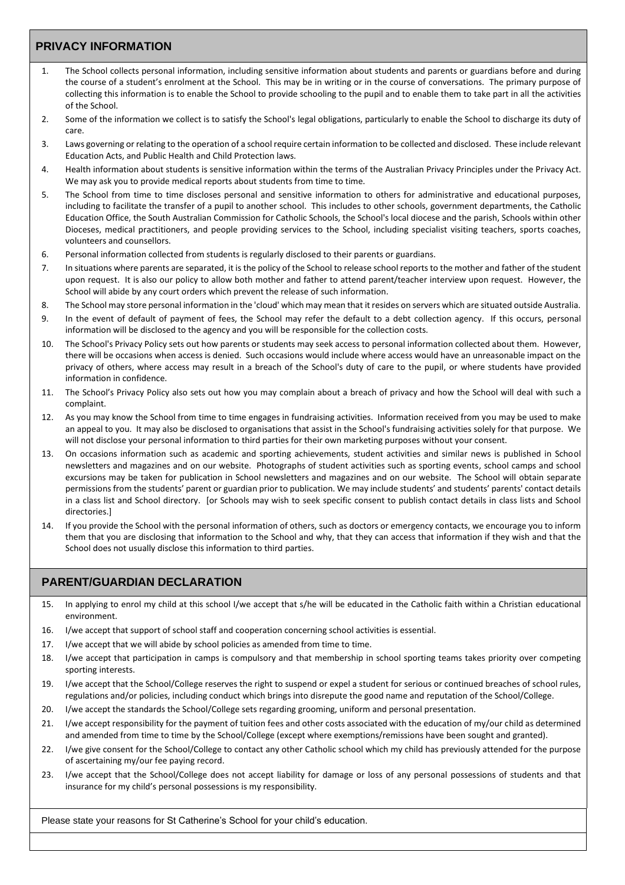## PRIVACY INFORMATION

1. The School collects personal information, including sensitive information about students and parents or guardians before and during the course of a student's enrolment at the School. This may be in writing or in the course of conversations. The primary purpose of collecting this information is to enable the School to provide schooling to the pupil and to enable them to take part in all the activities of the School.
2. Some of the information we collect is to satisfy the School's legal obligations, particularly to enable the School to discharge its duty of care.
3. Laws governing or relating to the operation of a school require certain information to be collected and disclosed. These include relevant Education Acts, and Public Health and Child Protection laws.
4. Health information about students is sensitive information within the terms of the Australian Privacy Principles under the Privacy Act. We may ask you to provide medical reports about students from time to time.
5. The School from time to time discloses personal and sensitive information to others for administrative and educational purposes, including to facilitate the transfer of a pupil to another school. This includes to other schools, government departments, the Catholic Education Office, the South Australian Commission for Catholic Schools, the School's local diocese and the parish, Schools within other Dioceses, medical practitioners, and people providing services to the School, including specialist visiting teachers, sports coaches, volunteers and counsellors.
6. Personal information collected from students is regularly disclosed to their parents or guardians.
7. In situations where parents are separated, it is the policy of the School to release school reports to the mother and father of the student upon request. It is also our policy to allow both mother and father to attend parent/teacher interview upon request. However, the School will abide by any court orders which prevent the release of such information.
8. The School may store personal information in the 'cloud' which may mean that it resides on servers which are situated outside Australia.
9. In the event of default of payment of fees, the School may refer the default to a debt collection agency. If this occurs, personal information will be disclosed to the agency and you will be responsible for the collection costs.
10. The School's Privacy Policy sets out how parents or students may seek access to personal information collected about them. However, there will be occasions when access is denied. Such occasions would include where access would have an unreasonable impact on the privacy of others, where access may result in a breach of the School's duty of care to the pupil, or where students have provided information in confidence.
11. The School's Privacy Policy also sets out how you may complain about a breach of privacy and how the School will deal with such a complaint.
12. As you may know the School from time to time engages in fundraising activities. Information received from you may be used to make an appeal to you. It may also be disclosed to organisations that assist in the School's fundraising activities solely for that purpose. We will not disclose your personal information to third parties for their own marketing purposes without your consent.
13. On occasions information such as academic and sporting achievements, student activities and similar news is published in School newsletters and magazines and on our website. Photographs of student activities such as sporting events, school camps and school excursions may be taken for publication in School newsletters and magazines and on our website. The School will obtain separate permissions from the students' parent or guardian prior to publication. We may include students' and students' parents' contact details in a class list and School directory. [or Schools may wish to seek specific consent to publish contact details in class lists and School directories.]
14. If you provide the School with the personal information of others, such as doctors or emergency contacts, we encourage you to inform them that you are disclosing that information to the School and why, that they can access that information if they wish and that the School does not usually disclose this information to third parties.

## PARENT/GUARDIAN DECLARATION

15. In applying to enrol my child at this school I/we accept that s/he will be educated in the Catholic faith within a Christian educational environment.
16. I/we accept that support of school staff and cooperation concerning school activities is essential.
17. I/we accept that we will abide by school policies as amended from time to time.
18. I/we accept that participation in camps is compulsory and that membership in school sporting teams takes priority over competing sporting interests.
19. I/we accept that the School/College reserves the right to suspend or expel a student for serious or continued breaches of school rules, regulations and/or policies, including conduct which brings into disrepute the good name and reputation of the School/College.
20. I/we accept the standards the School/College sets regarding grooming, uniform and personal presentation.
21. I/we accept responsibility for the payment of tuition fees and other costs associated with the education of my/our child as determined and amended from time to time by the School/College (except where exemptions/remissions have been sought and granted).
22. I/we give consent for the School/College to contact any other Catholic school which my child has previously attended for the purpose of ascertaining my/our fee paying record.
23. I/we accept that the School/College does not accept liability for damage or loss of any personal possessions of students and that insurance for my child's personal possessions is my responsibility.

Please state your reasons for St Catherine's School for your child's education.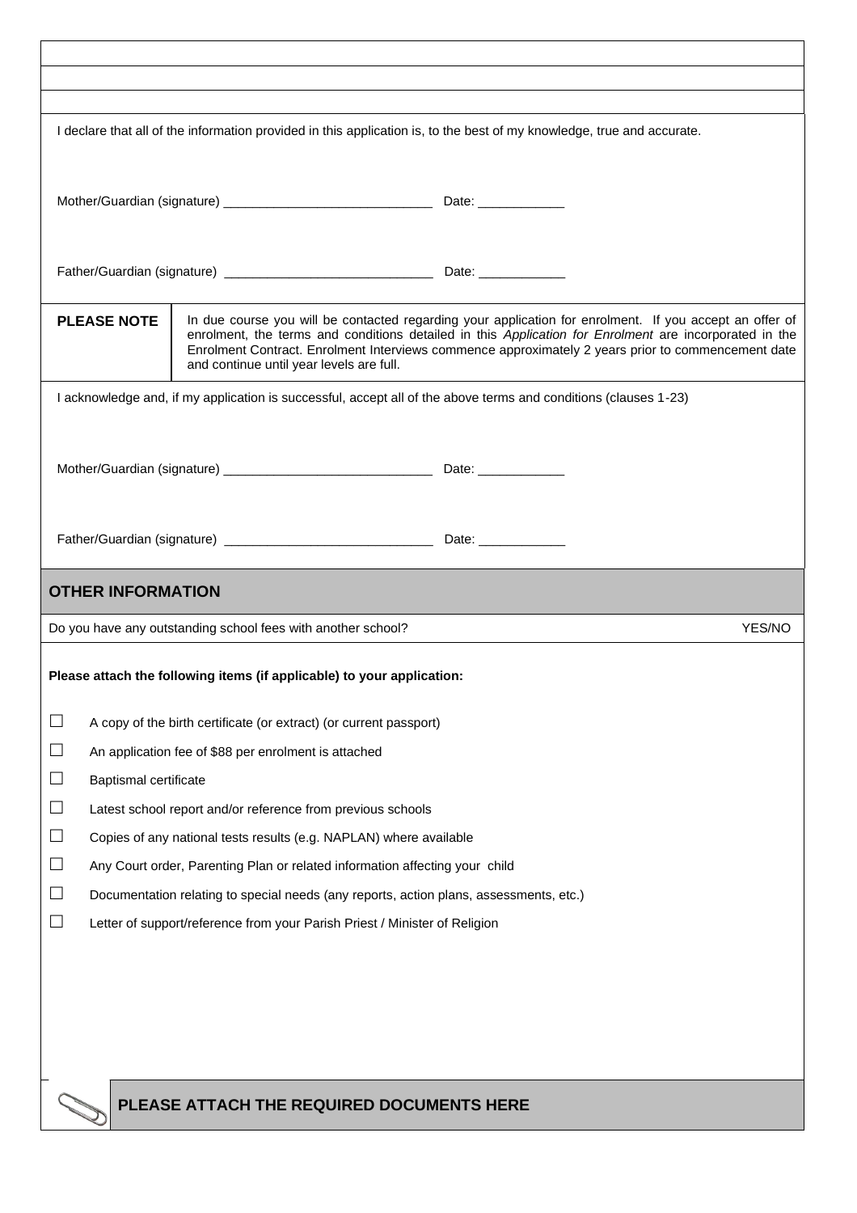I declare that all of the information provided in this application is, to the best of my knowledge, true and accurate.

Mother/Guardian (signature) ____________________________ Date: ____________

Father/Guardian (signature) ____________________________ Date: ____________

| **PLEASE NOTE** | In due course you will be contacted regarding your application for enrolment. If you accept an offer of enrolment, the terms and conditions detailed in this *Application for Enrolment* are incorporated in the Enrolment Contract. Enrolment Interviews commence approximately 2 years prior to commencement date and continue until year levels are full. |
|---|---|

I acknowledge and, if my application is successful, accept all of the above terms and conditions (clauses 1-23)

Mother/Guardian (signature) ____________________________ Date: ____________

Father/Guardian (signature) ____________________________ Date: ____________

## OTHER INFORMATION

Do you have any outstanding school fees with another school? YES/NO

**Please attach the following items (if applicable) to your application:**

- ☐ A copy of the birth certificate (or extract) (or current passport)
- ☐ An application fee of $88 per enrolment is attached
- ☐ Baptismal certificate
- ☐ Latest school report and/or reference from previous schools
- ☐ Copies of any national tests results (e.g. NAPLAN) where available
- ☐ Any Court order, Parenting Plan or related information affecting your child
- ☐ Documentation relating to special needs (any reports, action plans, assessments, etc.)
- ☐ Letter of support/reference from your Parish Priest / Minister of Religion

**PLEASE ATTACH THE REQUIRED DOCUMENTS HERE**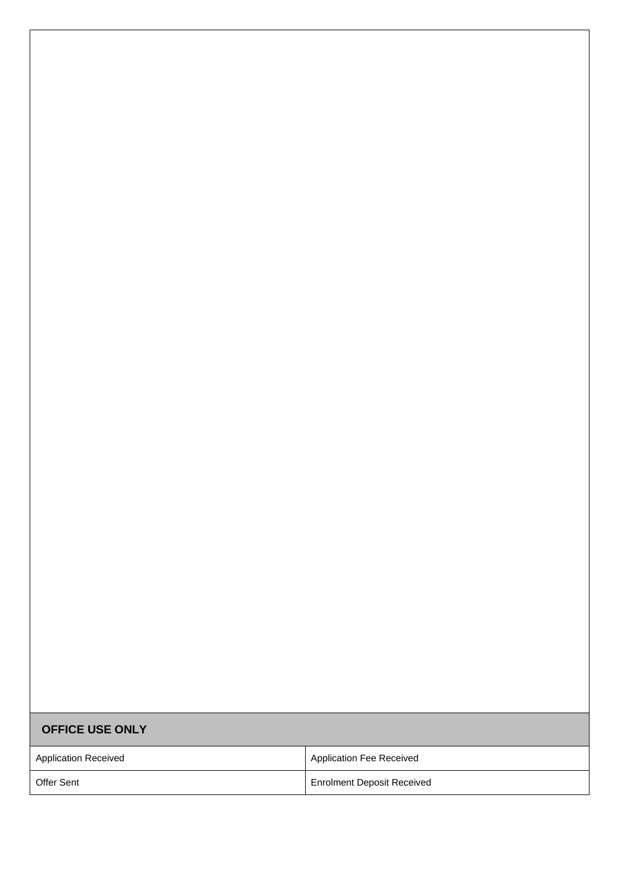## OFFICE USE ONLY

| | |
|---|---|
| Application Received | Application Fee Received |
| Offer Sent | Enrolment Deposit Received |